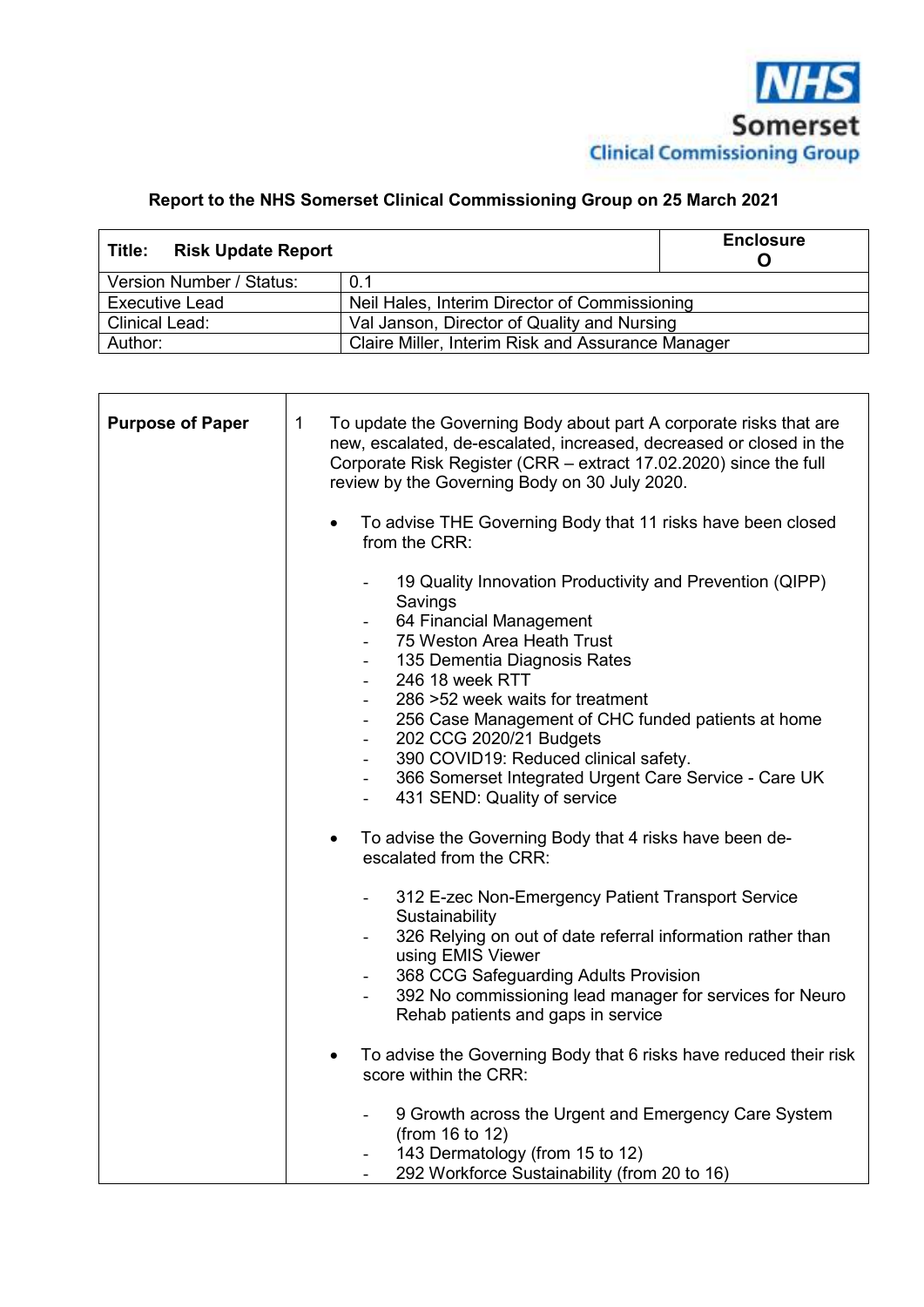NHS Somerset Clinical Commissioning Group

**Report to the NHS Somerset Clinical Commissioning Group on 25 March 2021**

| **Title: Risk Update Report** | | **Enclosure O** |
|---|---|---|
| Version Number / Status: | 0.1 | |
| Executive Lead | Neil Hales, Interim Director of Commissioning | |
| Clinical Lead: | Val Janson, Director of Quality and Nursing | |
| Author: | Claire Miller, Interim Risk and Assurance Manager | |

| | |
|---|---|
| **Purpose of Paper** | 1 To update the Governing Body about part A corporate risks that are new, escalated, de-escalated, increased, decreased or closed in the Corporate Risk Register (CRR – extract 17.02.2020) since the full review by the Governing Body on 30 July 2020.<br><br>• To advise THE Governing Body that 11 risks have been closed from the CRR:<br>- 19 Quality Innovation Productivity and Prevention (QIPP) Savings<br>- 64 Financial Management<br>- 75 Weston Area Heath Trust<br>- 135 Dementia Diagnosis Rates<br>- 246 18 week RTT<br>- 286 >52 week waits for treatment<br>- 256 Case Management of CHC funded patients at home<br>- 202 CCG 2020/21 Budgets<br>- 390 COVID19: Reduced clinical safety.<br>- 366 Somerset Integrated Urgent Care Service - Care UK<br>- 431 SEND: Quality of service<br><br>• To advise the Governing Body that 4 risks have been de-escalated from the CRR:<br>- 312 E-zec Non-Emergency Patient Transport Service Sustainability<br>- 326 Relying on out of date referral information rather than using EMIS Viewer<br>- 368 CCG Safeguarding Adults Provision<br>- 392 No commissioning lead manager for services for Neuro Rehab patients and gaps in service<br><br>• To advise the Governing Body that 6 risks have reduced their risk score within the CRR:<br>- 9 Growth across the Urgent and Emergency Care System (from 16 to 12)<br>- 143 Dermatology (from 15 to 12)<br>- 292 Workforce Sustainability (from 20 to 16) |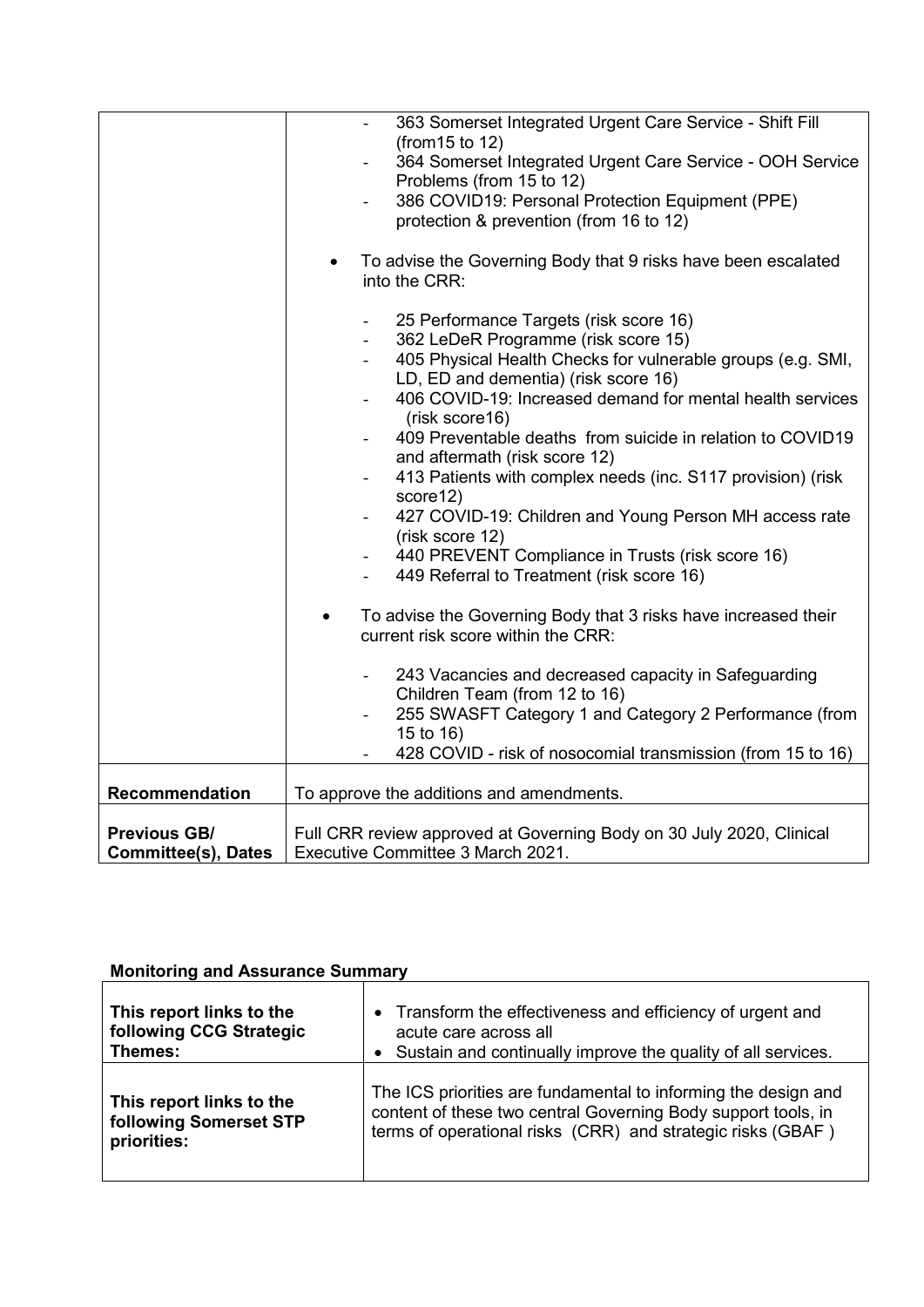| | - 363 Somerset Integrated Urgent Care Service - Shift Fill (from15 to 12)<br>- 364 Somerset Integrated Urgent Care Service - OOH Service Problems (from 15 to 12)<br>- 386 COVID19: Personal Protection Equipment (PPE) protection & prevention (from 16 to 12)<br><br>• To advise the Governing Body that 9 risks have been escalated into the CRR:<br><br>- 25 Performance Targets (risk score 16)<br>- 362 LeDeR Programme (risk score 15)<br>- 405 Physical Health Checks for vulnerable groups (e.g. SMI, LD, ED and dementia) (risk score 16)<br>- 406 COVID-19: Increased demand for mental health services (risk score16)<br>- 409 Preventable deaths from suicide in relation to COVID19 and aftermath (risk score 12)<br>- 413 Patients with complex needs (inc. S117 provision) (risk score12)<br>- 427 COVID-19: Children and Young Person MH access rate (risk score 12)<br>- 440 PREVENT Compliance in Trusts (risk score 16)<br>- 449 Referral to Treatment (risk score 16)<br><br>• To advise the Governing Body that 3 risks have increased their current risk score within the CRR:<br><br>- 243 Vacancies and decreased capacity in Safeguarding Children Team (from 12 to 16)<br>- 255 SWASFT Category 1 and Category 2 Performance (from 15 to 16)<br>- 428 COVID - risk of nosocomial transmission (from 15 to 16) |
|---|---|
| **Recommendation** | To approve the additions and amendments. |
| **Previous GB/ Committee(s), Dates** | Full CRR review approved at Governing Body on 30 July 2020, Clinical Executive Committee 3 March 2021. |

**Monitoring and Assurance Summary**

| **This report links to the following CCG Strategic Themes:** | • Transform the effectiveness and efficiency of urgent and acute care across all<br>• Sustain and continually improve the quality of all services. |
|---|---|
| **This report links to the following Somerset STP priorities:** | The ICS priorities are fundamental to informing the design and content of these two central Governing Body support tools, in terms of operational risks (CRR) and strategic risks (GBAF ) |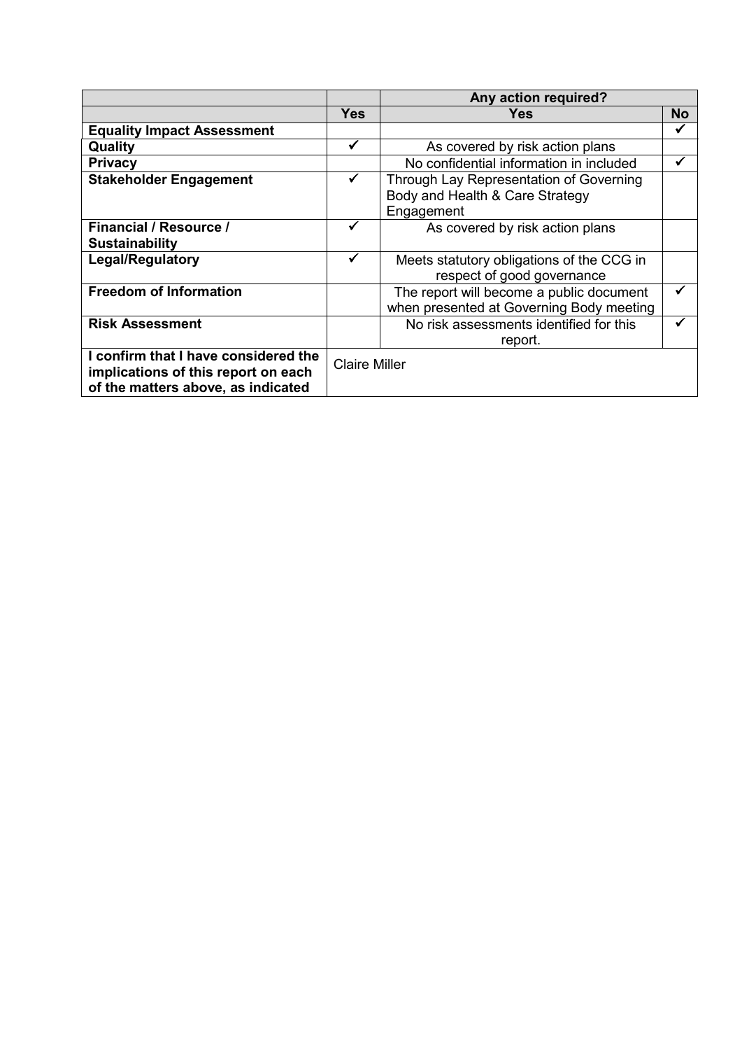| | | Any action required? | |
|---|---|---|---|
| | **Yes** | **Yes** | **No** |
| **Equality Impact Assessment** | | | ✓ |
| **Quality** | ✓ | As covered by risk action plans | |
| **Privacy** | | No confidential information in included | ✓ |
| **Stakeholder Engagement** | ✓ | Through Lay Representation of Governing Body and Health & Care Strategy Engagement | |
| **Financial / Resource / Sustainability** | ✓ | As covered by risk action plans | |
| **Legal/Regulatory** | ✓ | Meets statutory obligations of the CCG in respect of good governance | |
| **Freedom of Information** | | The report will become a public document when presented at Governing Body meeting | ✓ |
| **Risk Assessment** | | No risk assessments identified for this report. | ✓ |
| **I confirm that I have considered the implications of this report on each of the matters above, as indicated** | Claire Miller | | |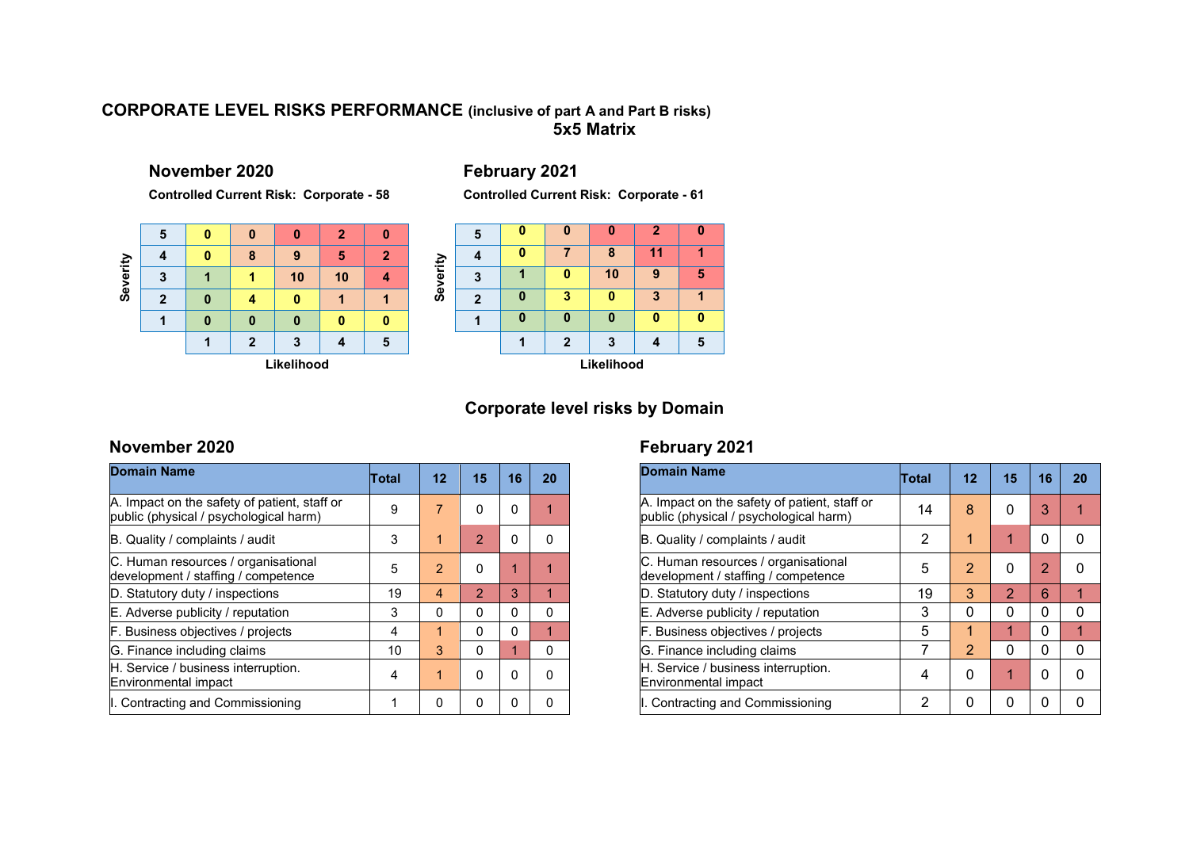# CORPORATE LEVEL RISKS PERFORMANCE (inclusive of part A and Part B risks)

## 5x5 Matrix

### November 2020

**Controlled Current Risk: Corporate - 58**

| Severity | | | | | |
|---|---|---|---|---|---|
| 5 | 0 | 0 | 0 | 2 | 0 |
| 4 | 0 | 8 | 9 | 5 | 2 |
| 3 | 1 | 1 | 10 | 10 | 4 |
| 2 | 0 | 4 | 0 | 1 | 1 |
| 1 | 0 | 0 | 0 | 0 | 0 |
| **Likelihood** | 1 | 2 | 3 | 4 | 5 |

### February 2021

**Controlled Current Risk: Corporate - 61**

| Severity | | | | | |
|---|---|---|---|---|---|
| 5 | 0 | 0 | 0 | 2 | 0 |
| 4 | 0 | 7 | 8 | 11 | 1 |
| 3 | 1 | 0 | 10 | 9 | 5 |
| 2 | 0 | 3 | 0 | 3 | 1 |
| 1 | 0 | 0 | 0 | 0 | 0 |
| **Likelihood** | 1 | 2 | 3 | 4 | 5 |

## Corporate level risks by Domain

### November 2020

| Domain Name | Total | 12 | 15 | 16 | 20 |
|---|---|---|---|---|---|
| A. Impact on the safety of patient, staff or public (physical / psychological harm) | 9 | 7 | 0 | 0 | 1 |
| B. Quality / complaints / audit | 3 | 1 | 2 | 0 | 0 |
| C. Human resources / organisational development / staffing / competence | 5 | 2 | 0 | 1 | 1 |
| D. Statutory duty / inspections | 19 | 4 | 2 | 3 | 1 |
| E. Adverse publicity / reputation | 3 | 0 | 0 | 0 | 0 |
| F. Business objectives / projects | 4 | 1 | 0 | 0 | 1 |
| G. Finance including claims | 10 | 3 | 0 | 1 | 0 |
| H. Service / business interruption. Environmental impact | 4 | 1 | 0 | 0 | 0 |
| I. Contracting and Commissioning | 1 | 0 | 0 | 0 | 0 |

### February 2021

| Domain Name | Total | 12 | 15 | 16 | 20 |
|---|---|---|---|---|---|
| A. Impact on the safety of patient, staff or public (physical / psychological harm) | 14 | 8 | 0 | 3 | 1 |
| B. Quality / complaints / audit | 2 | 1 | 1 | 0 | 0 |
| C. Human resources / organisational development / staffing / competence | 5 | 2 | 0 | 2 | 0 |
| D. Statutory duty / inspections | 19 | 3 | 2 | 6 | 1 |
| E. Adverse publicity / reputation | 3 | 0 | 0 | 0 | 0 |
| F. Business objectives / projects | 5 | 1 | 1 | 0 | 1 |
| G. Finance including claims | 7 | 2 | 0 | 0 | 0 |
| H. Service / business interruption. Environmental impact | 4 | 0 | 1 | 0 | 0 |
| I. Contracting and Commissioning | 2 | 0 | 0 | 0 | 0 |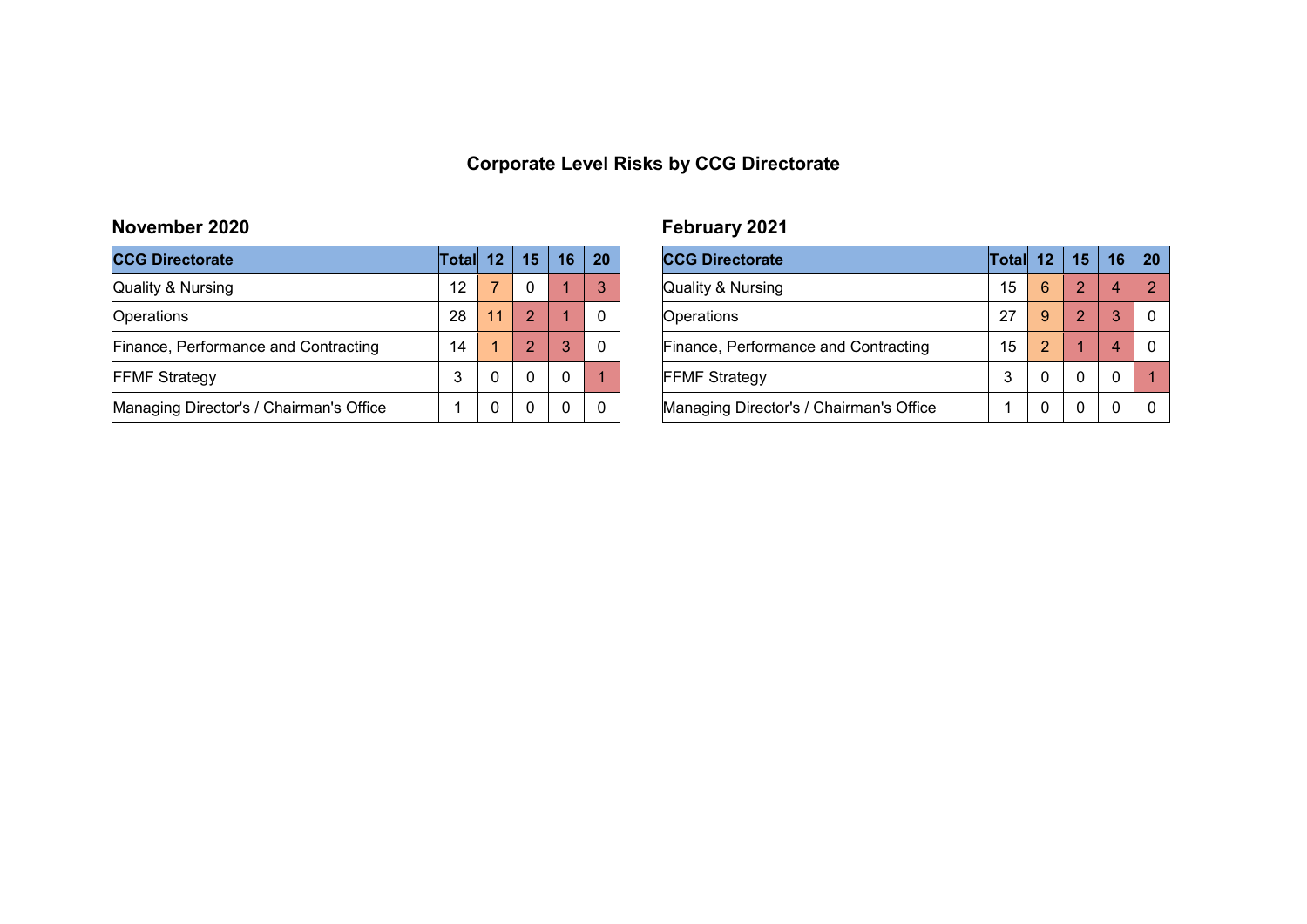# Corporate Level Risks by CCG Directorate

## November 2020

| CCG Directorate | Total | 12 | 15 | 16 | 20 |
|---|---|---|---|---|---|
| Quality & Nursing | 12 | 7 | 0 | 1 | 3 |
| Operations | 28 | 11 | 2 | 1 | 0 |
| Finance, Performance and Contracting | 14 | 1 | 2 | 3 | 0 |
| FFMF Strategy | 3 | 0 | 0 | 0 | 1 |
| Managing Director's / Chairman's Office | 1 | 0 | 0 | 0 | 0 |

## February 2021

| CCG Directorate | Total | 12 | 15 | 16 | 20 |
|---|---|---|---|---|---|
| Quality & Nursing | 15 | 6 | 2 | 4 | 2 |
| Operations | 27 | 9 | 2 | 3 | 0 |
| Finance, Performance and Contracting | 15 | 2 | 1 | 4 | 0 |
| FFMF Strategy | 3 | 0 | 0 | 0 | 1 |
| Managing Director's / Chairman's Office | 1 | 0 | 0 | 0 | 0 |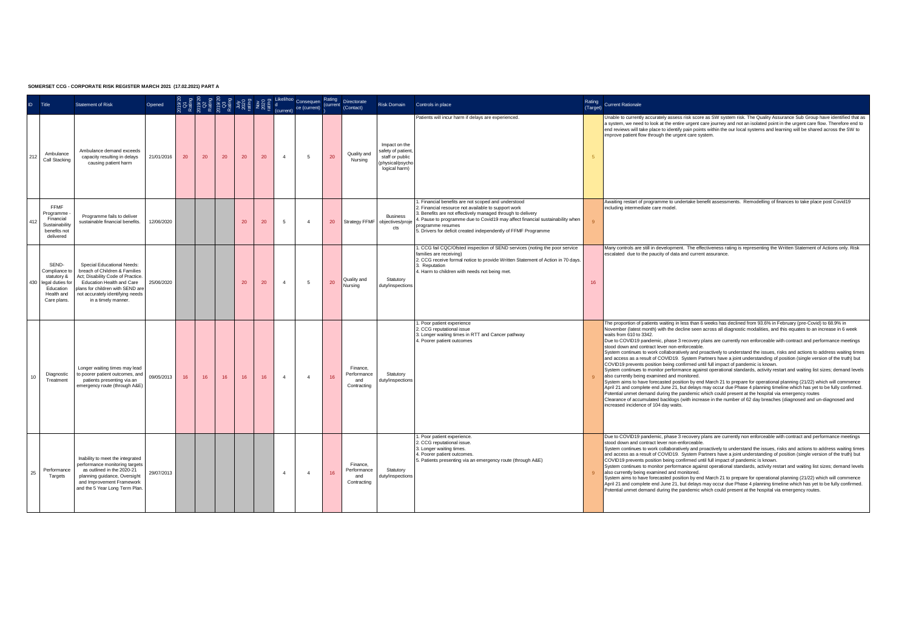**SOMERSET CCG - CORPORATE RISK REGISTER MARCH 2021 (17.02.2021) PART A**

| ID | Title | Statement of Risk | Opened | 2019/20 Q1 Rating | 2019/20 Q2 Rating | 2019/20 Q3 Rating | July 2020 rating | Nov 2020 rating | Likelihood (current) | Consequence (current) | Rating (current) | Directorate (Contact) | Risk Domain | Controls in place | Rating (Target) | Current Rationale |
|---|---|---|---|---|---|---|---|---|---|---|---|---|---|---|---|---|
| 212 | Ambulance Call Stacking | Ambulance demand exceeds capacity resulting in delays causing patient harm | 21/01/2016 | 20 | 20 | 20 | 20 | 20 | 4 | 5 | 20 | Quality and Nursing | Impact on the safety of patient, staff or public (physical/psychological harm) | Patients will incur harm if delays are experienced. | 5 | Unable to currently accurately assess risk score as SW system risk. The Quality Assurance Sub Group have identified that as a system, we need to look at the entire urgent care journey and not an isolated point in the urgent care flow. Therefore end to end reviews will take place to identify pain points within the our local systems and learning will be shared across the SW to improve patient flow through the urgent care system. |
| 412 | FFMF Programme - Financial Sustainability benefits not delivered | Programme fails to deliver sustainable financial benefits. | 12/06/2020 | | | | 20 | 20 | 5 | 4 | 20 | Strategy FFMF | Business objectives/projects | 1. Financial benefits are not scoped and understood<br>2. Financial resource not available to support work<br>3. Benefits are not effectively managed through to delivery<br>4. Pause to programme due to Covid19 may affect financial sustainability when programme resumes<br>5. Drivers for deficit created independently of FFMF Programme | 9 | Awaiting restart of programme to undertake benefit assessments. Remodelling of finances to take place post Covid19 including intermediate care model. |
| 430 | SEND- Compliance to statutory & legal duties for Education Health and Care plans. | Special Educational Needs: breach of Children & Families Act; Disability Code of Practice. Education Health and Care plans for children with SEND are not accurately identifying needs in a timely manner. | 25/06/2020 | | | | 20 | 20 | 4 | 5 | 20 | Quality and Nursing | Statutory duty/inspections | 1. CCG fail CQC/Ofsted inspection of SEND services (noting the poor service families are receiving)<br>2. CCG receive formal notice to provide Written Statement of Action in 70 days.<br>3. Reputation<br>4. Harm to children with needs not being met. | 16 | Many controls are still in development. The effectiveness rating is representing the Written Statement of Actions only. Risk escalated due to the paucity of data and current assurance. |
| 10 | Diagnostic Treatment | Longer waiting times may lead to poorer patient outcomes, and patients presenting via an emergency route (through A&E) | 09/05/2013 | 16 | 16 | 16 | 16 | 16 | 4 | 4 | 16 | Finance, Performance and Contracting | Statutory duty/inspections | 1. Poor patient experience<br>2. CCG reputational issue<br>3. Longer waiting times in RTT and Cancer pathway<br>4. Poorer patient outcomes | 9 | The proportion of patients waiting in less than 6 weeks has declined from 93.6% in February (pre-Covid) to 68.9% in November (latest month) with the decline seen across all diagnostic modalities, and this equates to an increase in 6 week waits from 610 to 3342.<br>Due to COVID19 pandemic, phase 3 recovery plans are currently non enforceable with contract and performance meetings stood down and contract lever non-enforceable.<br>System continues to work collaboratively and proactively to understand the issues, risks and actions to address waiting times and access as a result of COVID19. System Partners have a joint understanding of position (single version of the truth) but COVID19 prevents position being confirmed until full impact of pandemic is known.<br>System continues to monitor performance against operational standards, activity restart and waiting list sizes; demand levels also currently being examined and monitored.<br>System aims to have forecasted position by end March 21 to prepare for operational planning (21/22) which will commence April 21 and complete end June 21, but delays may occur due Phase 4 planning timeline which has yet to be fully confirmed.<br>Potential unmet demand during the pandemic which could present at the hospital via emergency routes<br>Clearance of accumulated backlogs (with increase in the number of 62 day breaches (diagnosed and un-diagnosed and increased incidence of 104 day waits. |
| 25 | Performance Targets | Inability to meet the integrated performance monitoring targets as outlined in the 2020-21 planning guidance, Oversight and Improvement Framework and the 5 Year Long Term Plan. | 29/07/2013 | | | | | | 4 | 4 | 16 | Finance, Performance and Contracting | Statutory duty/inspections | 1. Poor patient experience.<br>2. CCG reputational issue.<br>3. Longer waiting times.<br>4. Poorer patient outcomes.<br>5. Patients presenting via an emergency route (through A&E) | 9 | Due to COVID19 pandemic, phase 3 recovery plans are currently non enforceable with contract and performance meetings stood down and contract lever non-enforceable.<br>System continues to work collaboratively and proactively to understand the issues, risks and actions to address waiting times and access as a result of COVID19. System Partners have a joint understanding of position (single version of the truth) but COVID19 prevents position being confirmed until full impact of pandemic is known.<br>System continues to monitor performance against operational standards, activity restart and waiting list sizes; demand levels also currently being examined and monitored.<br>System aims to have forecasted position by end March 21 to prepare for operational planning (21/22) which will commence April 21 and complete end June 21, but delays may occur due Phase 4 planning timeline which has yet to be fully confirmed.<br>Potential unmet demand during the pandemic which could present at the hospital via emergency routes. |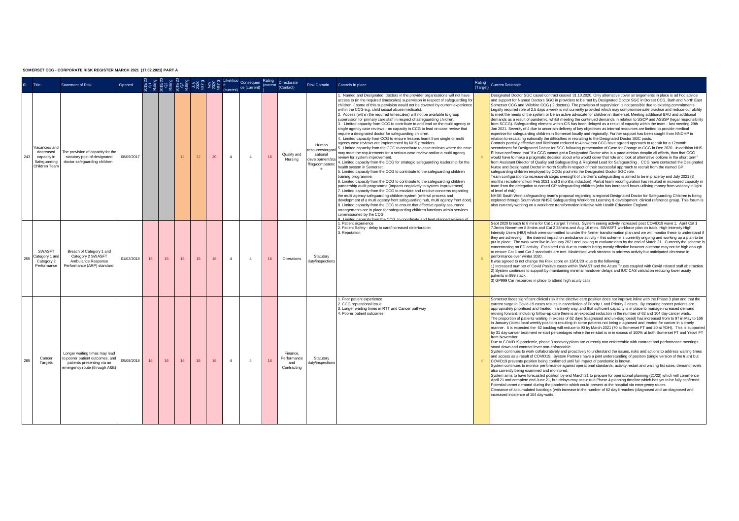**SOMERSET CCG - CORPORATE RISK REGISTER MARCH 2021 (17.02.2021) PART A**

| ID | Title | Statement of Risk | Opened | 2019/20 Q1 Rating | 2019/20 Q2 Rating | 2019/20 Q3 Rating | July 2020 rating | Nov 2020 rating | Likelihood (current) | Consequence (current) | Rating (current) | Directorate (Contact) | Risk Domain | Controls in place | Rating (Target) | Current Rationale |
|---|---|---|---|---|---|---|---|---|---|---|---|---|---|---|---|---|
| 243 | Vacancies and decreased capacity in Safeguarding Children Team | The provision of capacity for the statutory post of designated doctor safeguarding children . | 08/09/2017 | | | 12 | 12 | 20 | 4 | 4 | 16 | Quality and Nursing | Human resources/organisational development/staffing/competence | 1. Named and Designated doctors in the provider organisations will not have access to (in the required timescales) supervision in respect of safeguarding for children ( some of this supervision would not be covered by current experience within the CCG e.g. child sexual abuse medicals).<br>2. Access (within the required timescales) will not be available to group supervision for primary care staff in respect of safeguarding children.<br>3. Limited capacity from CCG to contribute to and lead on the multi agency or single agency case reviews - no capacity in CCG to lead on case review that require a designated doctor for safeguarding children.<br>4. Limited capacity from CCG to ensure lessons learnt from single or multi agency case reviews are implemented by NHS providers.<br>5. Limited capacity from the CCG to contribute to case reviews where the case may meet the requirements for a serious case review and/or a multi agency review for system improvement.<br>4. Limited capacity from the CCG for strategic safeguarding leadership for the health system in Somerset.<br>5. Limited capacity from the CCG to contribute to the safeguarding children training programme.<br>6. Limited capacity from the CCG to contribute to the safeguarding children partnership audit programme (impacts negatively to system improvement).<br>7. Limited capacity from the CCG to escalate and resolve concerns regarding the multi agency safeguarding children system (referral process and development of a multi agency front safeguarding hub, multi agency front door).<br>8. Limited capacity from the CCG to ensure that effective quality assurance arrangements are in place for safeguarding children functions within services commissioned by the CCG.<br>9. Limited capacity from the CCG to coordinate and lead planned reviews of | 4 | Designated Doctor SGC cased contract ceased 31.10.2020. Only alternative cover arrangements in place is ad hoc advice and support for Named Doctors SGC in providers to be met by Designated Doctor SGC in Dorset CCG, Bath and North East Somerset CCG and Wilshire CCG ( 2 doctors). The provision of supervision is not possible due to existing commitments. Legally required role of 2.5 days a week is not currently provided which may compromise safe practice and reduce our ability to meet the needs of the system or be an active advocate for children in Somerset. Meeting additional BAU and additional demands as a result of pandemic, whilst meeting the continued demands in relation to SSCP and ASSSP (legal responsibility from SCCG). Safeguarding element within ICS has been delayed as a result of capacity within the team - last meeting 29th Jan 2021. Severity of 4 due to uncertain delivery of key objectives as internal resources are limited to provide medical expertise for safeguarding children in Somerset locally and regionally. Further support has been sought from NHDP in relation to escalating nationally the difficulties in recruiting to the Designated Doctor SGC posts.<br>Controls partially effective and likelihood reduced to 4 now that CCG have agreed approach to recruit for a 12month secondment for Designated Doctor for SGC following presentation of Case for Change to CCG in Dec 2020. In addition NHS EI have confirmed that "if a CCG cannot get a Designated Doctor who is a paediatrician despite all efforts, then that CCG would have to make a pragmatic decision about who would cover that role and look at alternative options in the short term" from Assistant Director of Quality and Safeguarding & Regional Lead for Safeguarding . CCG have contacted the Designated Nurse and Designated Doctor in North Staffs in respect of their successful approach to recruit from the named GP safeguarding children employed by CCGs pool into the Designated Doctor SGC role.<br>Team configuration to increase strategic oversight of children's safeguarding is aimed to be in place by end July 2021 (3 months recruitment from Feb 2021 and 3 months induction). Partial team reconfiguration has resulted in increased capacity in team from the delegation to named GP safeguarding children (who has increased hours utilising money from vacancy in light of level of risk).<br>NHSE South West safeguarding team's proposal regarding a regional Designated Doctor for Safeguarding Children is being explored through South West NHSE Safeguarding Workforce Learning & development clinical reference group. This forum is also currently working on a workforce transformation initiative with Health Education England. |
| 255 | SWASFT Category 1 and Category 2 Performance | Breach of Category 1 and Category 2 SWASFT Ambulance Response Performance (ARP) standard. | 01/02/2018 | 15 | 15 | 15 | 15 | 16 | 4 | 4 | 16 | Operations | Statutory duty/inspections | 1. Patient experience<br>2. Patient Safety - delay to care/increased deterioration<br>3. Reputation | 6 | Sept 2020 breach to 8 mins for Cat 1 (target 7 mins). System seeing activity increased post COVID19 wave 1. April Cat 1 7.3mins November 8.8mins and Cat 2 28mins and Aug 16 mins. SWASFT workforce plan on track. High Intensity High Intensity Users (HIU) which were committed to under the former transformation plan and we will monitor these to understand if they are achieving the desired impact on ambulance activity – this scheme is currently ongoing and working up a plan to be put in place. The work went live in January 2021 and looking to evaluate data by the end of March 21. Currently the scheme is concentrating on ED activity Escalated risk due to controls being mostly effective however outcome may not be high enough to ensure Cat 1 and Cat 2 standards are met. Maximised work streams to address activity but anticipated decrease in performance over winter 2020.<br>It was agreed to not change the Risk score on 13/01/20 -due to the following:<br>1) Increased number of Covid Positive cases within SWAST and the Acute Trusts coupled with Covid related staff abstraction.<br>2) System continues to support by maintaining minimal handover delays and IUC CAS validation reducing lower acuity patients in 999 stack<br>3) GP999 Car resources in place to attend high acuity calls |
| 285 | Cancer Targets | Longer waiting times may lead to poorer patient outcomes, and patients presenting via an emergency route (through A&E) | 09/08/2018 | 16 | 16 | 16 | 16 | 16 | 4 | 4 | 16 | Finance, Performance and Contracting | Statutory duty/inspections | 1. Poor patient experience<br>2. CCG reputational issue<br>3. Longer waiting times in RTT and Cancer pathway<br>4. Poorer patient outcomes | 4 | Somerset faces significant clinical risk if the elective care position does not improve inline with the Phase 3 plan and that the current surge in Covid-19 cases results in cancellation of Priority 1 and Priority 2 cases. By ensuring cancer patients are appropriately prioritised and treated in a timely way, and that sufficient capacity is in place to manage increased demand moving forward, including follow-up care there is an expected reduction in the number of 62 and 104 day cancer waits.<br>The proportion of patients waiting in excess of 62 days (diagnosed and un-diagnosed) has increased from to 97 in May to 166 in January (latest local weekly position) resulting in some patients not being diagnosed and treated for cancer in a timely manner. It is expected the 62 backlog will reduce to 90 by March 2021 (70 at Somerset FT and 20 at YDH). This is supported by 31 day cancer treatment re-start percentages where the re-start is in in excess of 100% at both Somerset FT and Yeovil FT from November.<br>Due to COVID19 pandemic, phase 3 recovery plans are currently non enforceable with contract and performance meetings stood down and contract lever non-enforceable.<br>System continues to work collaboratively and proactively to understand the issues, risks and actions to address waiting times and access as a result of COVID19. System Partners have a joint understanding of position (single version of the truth) but COVID19 prevents position being confirmed until full impact of pandemic is known.<br>System continues to monitor performance against operational standards, activity restart and waiting list sizes; demand levels also currently being examined and monitored.<br>System aims to have forecasted position by end March 21 to prepare for operational planning (21/22) which will commence April 21 and complete end June 21, but delays may occur due Phase 4 planning timeline which has yet to be fully confirmed.<br>Potential unmet demand during the pandemic which could present at the hospital via emergency routes<br>Clearance of accumulated backlogs (with increase in the number of 62 day breaches (diagnosed and un-diagnosed and increased incidence of 104 day waits. |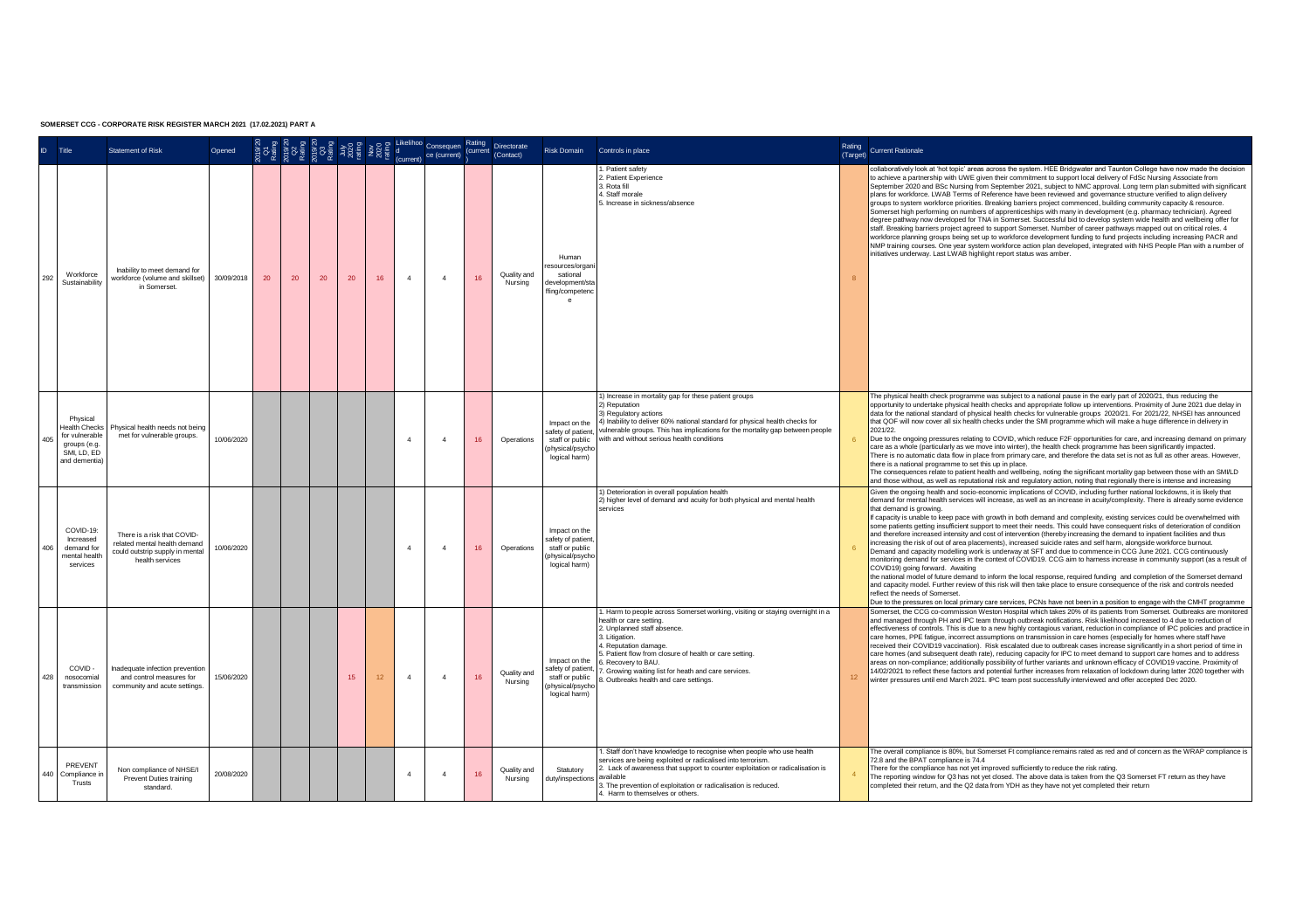**SOMERSET CCG - CORPORATE RISK REGISTER MARCH 2021 (17.02.2021) PART A**

| ID | Title | Statement of Risk | Opened | 2019/20 Q1 Rating | 2019/20 Q2 Rating | 2019/20 Q3 Rating | July 2020 rating | Nov 2020 rating | Likelihood (current) | Consequence (current) | Rating (current) | Directorate (Contact) | Risk Domain | Controls in place | Rating (Target) | Current Rationale |
|---|---|---|---|---|---|---|---|---|---|---|---|---|---|---|---|---|
| 292 | Workforce Sustainability | Inability to meet demand for workforce (volume and skillset) in Somerset. | 30/09/2018 | 20 | 20 | 20 | 20 | 16 | 4 | 4 | 16 | Quality and Nursing | Human resources/organisational development/staffing/competence | 1. Patient safety<br>2. Patient Experience<br>3. Rota fill<br>4. Staff morale<br>5. Increase in sickness/absence | 8 | collaboratively look at 'hot topic' areas across the system. HEE Bridgwater and Taunton College have now made the decision to achieve a partnership with UWE given their commitment to support local delivery of FdSc Nursing Associate from September 2020 and BSc Nursing from September 2021, subject to NMC approval. Long term plan submitted with significant plans for workforce. LWAB Terms of Reference have been reviewed and governance structure verified to align delivery groups to system workforce priorities. Breaking barriers project commenced, building community capacity & resource. Somerset high performing on numbers of apprenticeships with many in development (e.g. pharmacy technician). Agreed degree pathway now developed for TNA in Somerset. Successful bid to develop system wide health and wellbeing offer for staff. Breaking barriers project agreed to support Somerset. Number of career pathways mapped out on critical roles. 4 workforce planning groups being set up to workforce development funding to fund projects including increasing PACR and NMP training courses. One year system workforce action plan developed, integrated with NHS People Plan with a number of initiatives underway. Last LWAB highlight report status was amber. |
| 405 | Physical Health Checks for vulnerable groups (e.g. SMI, LD, ED and dementia) | Physical health needs not being met for vulnerable groups. | 10/06/2020 | | | | | | 4 | 4 | 16 | Operations | Impact on the safety of patient, staff or public (physical/psychological harm) | 1) Increase in mortality gap for these patient groups<br>2) Reputation<br>3) Regulatory actions<br>4) Inability to deliver 60% national standard for physical health checks for vulnerable groups. This has implications for the mortality gap between people with and without serious health conditions | 6 | The physical health check programme was subject to a national pause in the early part of 2020/21, thus reducing the opportunity to undertake physical health checks and appropriate follow up interventions. Proximity of June 2021 due delay in data for the national standard of physical health checks for vulnerable groups 2020/21. For 2021/22, NHSEI has announced that QOF will now cover all six health checks under the SMI programme which will make a huge difference in delivery in 2021/22.<br>Due to the ongoing pressures relating to COVID, which reduce F2F opportunities for care, and increasing demand on primary care as a whole (particularly as we move into winter), the health check programme has been significantly impacted.<br>There is no automatic data flow in place from primary care, and therefore the data set is not as full as other areas. However, there is a national programme to set this up in place.<br>The consequences relate to patient health and wellbeing, noting the significant mortality gap between those with an SMI/LD and those without, as well as reputational risk and regulatory action, noting that regionally there is intense and increasing |
| 406 | COVID-19: Increased demand for mental health services | There is a risk that COVID-related mental health demand could outstrip supply in mental health services | 10/06/2020 | | | | | | 4 | 4 | 16 | Operations | Impact on the safety of patient, staff or public (physical/psychological harm) | 1) Deterioration in overall population health<br>2) higher level of demand and acuity for both physical and mental health services | 6 | Given the ongoing health and socio-economic implications of COVID, including further national lockdowns, it is likely that demand for mental health services will increase, as well as an increase in acuity/complexity. There is already some evidence that demand is growing.<br>If capacity is unable to keep pace with growth in both demand and complexity, existing services could be overwhelmed with some patients getting insufficient support to meet their needs. This could have consequent risks of deterioration of condition and therefore increased intensity and cost of intervention (thereby increasing the demand to inpatient facilities and thus increasing the risk of out of area placements), increased suicide rates and self harm, alongside workforce burnout.<br>Demand and capacity modelling work is underway at SFT and due to commence in CCG June 2021. CCG continuously monitoring demand for services in the context of COVID19. CCG aim to harness increase in community support (as a result of COVID19) going forward. Awaiting<br>the national model of future demand to inform the local response, required funding and completion of the Somerset demand and capacity model. Further review of this risk will then take place to ensure consequence of the risk and controls needed reflect the needs of Somerset.<br>Due to the pressures on local primary care services, PCNs have not been in a position to engage with the CMHT programme |
| 428 | COVID - nosocomial transmission | Inadequate infection prevention and control measures for community and acute settings. | 15/06/2020 | | | | 15 | 12 | 4 | 4 | 16 | Quality and Nursing | Impact on the safety of patient, staff or public (physical/psychological harm) | 1. Harm to people across Somerset working, visiting or staying overnight in a health or care setting.<br>2. Unplanned staff absence.<br>3. Litigation.<br>4. Reputation damage.<br>5. Patient flow from closure of health or care setting.<br>6. Recovery to BAU.<br>7. Growing waiting list for heath and care services.<br>8. Outbreaks health and care settings. | 12 | Somerset, the CCG co-commission Weston Hospital which takes 20% of its patients from Somerset. Outbreaks are monitored and managed through PH and IPC team through outbreak notifications. Risk likelihood increased to 4 due to reduction of effectiveness of controls. This is due to a new highly contagious variant, reduction in compliance of IPC policies and practice in care homes, PPE fatigue, incorrect assumptions on transmission in care homes (especially for homes where staff have received their COVID19 vaccination). Risk escalated due to outbreak cases increase significantly in a short period of time in care homes (and subsequent death rate), reducing capacity for IPC to meet demand to support care homes and to address areas on non-compliance; additionally possibility of further variants and unknown efficacy of COVID19 vaccine. Proximity of 14/02/2021 to reflect these factors and potential further increases from relaxation of lockdown during latter 2020 together with winter pressures until end March 2021. IPC team post successfully interviewed and offer accepted Dec 2020. |
| 440 | PREVENT Compliance in Trusts | Non compliance of NHSE/I Prevent Duties training standard. | 20/08/2020 | | | | | | 4 | 4 | 16 | Quality and Nursing | Statutory duty/inspections | 1. Staff don't have knowledge to recognise when people who use health services are being exploited or radicalised into terrorism.<br>2. Lack of awareness that support to counter exploitation or radicalisation is available<br>3. The prevention of exploitation or radicalisation is reduced.<br>4. Harm to themselves or others. | 4 | The overall compliance is 80%, but Somerset Ft compliance remains rated as red and of concern as the WRAP compliance is 72.8 and the BPAT compliance is 74.4<br>There for the compliance has not yet improved sufficiently to reduce the risk rating.<br>The reporting window for Q3 has not yet closed. The above data is taken from the Q3 Somerset FT return as they have completed their return, and the Q2 data from YDH as they have not yet completed their return |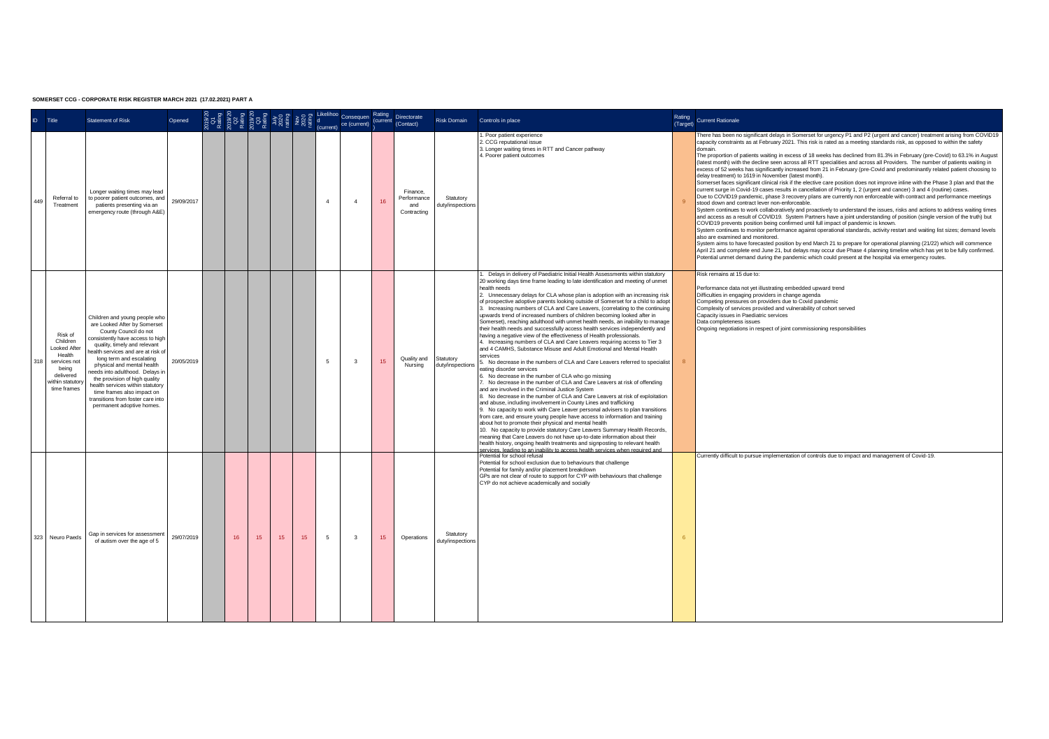**SOMERSET CCG - CORPORATE RISK REGISTER MARCH 2021 (17.02.2021) PART A**

| ID | Title | Statement of Risk | Opened | 2019/20 Q1 Rating | 2019/20 Q2 Rating | 2019/20 Q3 Rating | July 2020 rating | Nov 2020 rating | Likelihood (current) | Consequence (current) | Rating (current) | Directorate (Contact) | Risk Domain | Controls in place | Rating (Target) | Current Rationale |
|---|---|---|---|---|---|---|---|---|---|---|---|---|---|---|---|---|
| 449 | Referral to Treatment | Longer waiting times may lead to poorer patient outcomes, and patients presenting via an emergency route (through A&E) | 29/09/2017 | | | | | | 4 | 4 | 16 | Finance, Performance and Contracting | Statutory duty/inspections | 1. Poor patient experience<br>2. CCG reputational issue<br>3. Longer waiting times in RTT and Cancer pathway<br>4. Poorer patient outcomes | 9 | There has been no significant delays in Somerset for urgency P1 and P2 (urgent and cancer) treatment arising from COVID19 capacity constraints as at February 2021. This risk is rated as a meeting standards risk, as opposed to within the safety domain.<br>The proportion of patients waiting in excess of 18 weeks has declined from 81.3% in February (pre-Covid) to 63.1% in August (latest month) with the decline seen across all RTT specialities and across all Providers. The number of patients waiting in excess of 52 weeks has significantly increased from 21 in February (pre-Covid and predominantly related patient choosing to delay treatment) to 1619 in November (latest month).<br>Somerset faces significant clinical risk if the elective care position does not improve inline with the Phase 3 plan and that the current surge in Covid-19 cases results in cancellation of Priority 1, 2 (urgent and cancer) 3 and 4 (routine) cases.<br>Due to COVID19 pandemic, phase 3 recovery plans are currently non enforceable with contract and performance meetings stood down and contract lever non-enforceable.<br>System continues to work collaboratively and proactively to understand the issues, risks and actions to address waiting times and access as a result of COVID19. System Partners have a joint understanding of position (single version of the truth) but COVID19 prevents position being confirmed until full impact of pandemic is known.<br>System continues to monitor performance against operational standards, activity restart and waiting list sizes; demand levels also are examined and monitored.<br>System aims to have forecasted position by end March 21 to prepare for operational planning (21/22) which will commence April 21 and complete end June 21, but delays may occur due Phase 4 planning timeline which has yet to be fully confirmed. Potential unmet demand during the pandemic which could present at the hospital via emergency routes. |
| 318 | Risk of Children Looked After Health services not being delivered within statutory time frames | Children and young people who are Looked After by Somerset County Council do not consistently have access to high quality, timely and relevant health services and are at risk of long term and escalating physical and mental health needs into adulthood. Delays in the provision of high quality health services within statutory time frames also impact on transitions from foster care into permanent adoptive homes. | 20/05/2019 | | | | | | 5 | 3 | 15 | Quality and Nursing | Statutory duty/inspections | 1. Delays in delivery of Paediatric Initial Health Assessments within statutory 20 working days time frame leading to late identification and meeting of unmet health needs<br>2. Unnecessary delays for CLA whose plan is adoption with an increasing risk of prospective adoptive parents looking outside of Somerset for a child to adopt<br>3. Increasing numbers of CLA and Care Leavers, (correlating to the continuing upwards trend of increased numbers of children becoming looked after in Somerset), reaching adulthood with unmet health needs, an inability to manage their health needs and successfully access health services independently and having a negative view of the effectiveness of Health professionals.<br>4. Increasing numbers of CLA and Care Leavers requiring access to Tier 3 and 4 CAMHS, Substance Misuse and Adult Emotional and Mental Health services<br>5. No decrease in the numbers of CLA and Care Leavers referred to specialist eating disorder services<br>6. No decrease in the number of CLA who go missing<br>7. No decrease in the number of CLA and Care Leavers at risk of offending and are involved in the Criminal Justice System<br>8. No decrease in the number of CLA and Care Leavers at risk of exploitation and abuse, including involvement in County Lines and trafficking<br>9. No capacity to work with Care Leaver personal advisers to plan transitions from care, and ensure young people have access to information and training about hot to promote their physical and mental health<br>10. No capacity to provide statutory Care Leavers Summary Health Records, meaning that Care Leavers do not have up-to-date information about their health history, ongoing health treatments and signposting to relevant health services, leading to an inability to access health services when required and | 8 | Risk remains at 15 due to:<br><br>Performance data not yet illustrating embedded upward trend<br>Difficulties in engaging providers in change agenda<br>Competing pressures on providers due to Covid pandemic<br>Complexity of services provided and vulnerability of cohort served<br>Capacity issues in Paediatric services<br>Data completeness issues<br>Ongoing negotiations in respect of joint commissioning responsibilities |
| 323 | Neuro Paeds | Gap in services for assessment of autism over the age of 5 | 29/07/2019 | | 16 | 15 | 15 | 15 | 5 | 3 | 15 | Operations | Statutory duty/inspections | Potential for school refusal<br>Potential for school exclusion due to behaviours that challenge<br>Potential for family and/or placement breakdown<br>GPs are not clear of route to support for CYP with behaviours that challenge<br>CYP do not achieve academically and socially | 6 | Currently difficult to pursue implementation of controls due to impact and management of Covid-19. |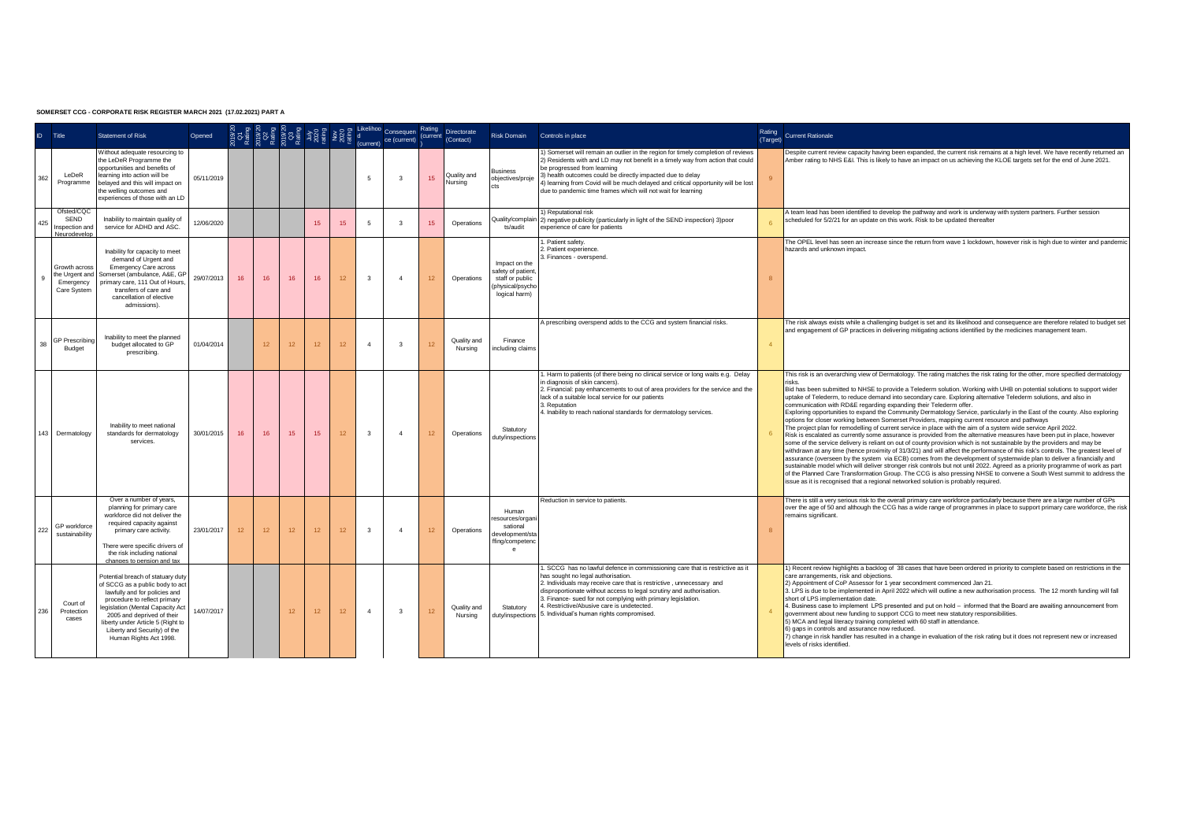**SOMERSET CCG - CORPORATE RISK REGISTER MARCH 2021 (17.02.2021) PART A**

| ID | Title | Statement of Risk | Opened | 2019/20 Q1 Rating | 2019/20 Q2 Rating | 2019/20 Q3 Rating | July 2020 rating | Nov 2020 rating | Likelihood (current) | Consequence (current) | Rating (current) | Directorate (Contact) | Risk Domain | Controls in place | Rating (Target) | Current Rationale |
|---|---|---|---|---|---|---|---|---|---|---|---|---|---|---|---|---|
| 362 | LeDeR Programme | Without adequate resourcing to the LeDeR Programme the opportunities and benefits of learning into action will be belayed and this will impact on the welling outcomes and experiences of those with an LD | 05/11/2019 | | | | | | 5 | 3 | 15 | Quality and Nursing | Business objectives/projects | 1) Somerset will remain an outlier in the region for timely completion of reviews 2) Residents with and LD may not benefit in a timely way from action that could be progressed from learning 3) health outcomes could be directly impacted due to delay 4) learning from Covid will be much delayed and critical opportunity will be lost due to pandemic time frames which will not wait for learning | 9 | Despite current review capacity having been expanded, the current risk remains at a high level. We have recently returned an Amber rating to NHS E&I. This is likely to have an impact on us achieving the KLOE targets set for the end of June 2021. |
| 425 | Ofsted/CQC SEND Inspection and Neurodevelop | Inability to maintain quality of service for ADHD and ASC. | 12/06/2020 | | | | 15 | 15 | 5 | 3 | 15 | Operations | Quality/complaints/audit | 1) Reputational risk 2) negative publicity (particularly in light of the SEND inspection) 3)poor experience of care for patients | 6 | A team lead has been identified to develop the pathway and work is underway with system partners. Further session scheduled for 5/2/21 for an update on this work. Risk to be updated thereafter |
| 9 | Growth across the Urgent and Emergency Care System | Inability for capacity to meet demand of Urgent and Emergency Care across Somerset (ambulance, A&E, GP primary care, 111 Out of Hours, transfers of care and cancellation of elective admissions). | 29/07/2013 | 16 | 16 | 16 | 16 | 12 | 3 | 4 | 12 | Operations | Impact on the safety of patient, staff or public (physical/psychological harm) | 1. Patient safety. 2. Patient experience. 3. Finances - overspend. | 8 | The OPEL level has seen an increase since the return from wave 1 lockdown, however risk is high due to winter and pandemic hazards and unknown impact. |
| 38 | GP Prescribing Budget | Inability to meet the planned budget allocated to GP prescribing. | 01/04/2014 | | 12 | 12 | 12 | 12 | 4 | 3 | 12 | Quality and Nursing | Finance including claims | A prescribing overspend adds to the CCG and system financial risks. | 4 | The risk always exists while a challenging budget is set and its likelihood and consequence are therefore related to budget set and engagement of GP practices in delivering mitigating actions identified by the medicines management team. |
| 143 | Dermatology | Inability to meet national standards for dermatology services. | 30/01/2015 | 16 | 16 | 15 | 15 | 12 | 3 | 4 | 12 | Operations | Statutory duty/inspections | 1. Harm to patients (of there being no clinical service or long waits e.g. Delay in diagnosis of skin cancers). 2. Financial: pay enhancements to out of area providers for the service and the lack of a suitable local service for our patients 3. Reputation 4. Inability to reach national standards for dermatology services. | 6 | This risk is an overarching view of Dermatology. The rating matches the risk rating for the other, more specified dermatology risks. Bid has been submitted to NHSE to provide a Telederm solution. Working with UHB on potential solutions to support wider uptake of Telederm, to reduce demand into secondary care. Exploring alternative Telederm solutions, and also in communication with RD&E regarding expanding their Telederm offer. Exploring opportunities to expand the Community Dermatology Service, particularly in the East of the county. Also exploring options for closer working between Somerset Providers, mapping current resource and pathways The project plan for remodelling of current service in place with the aim of a system wide service April 2022. Risk is escalated as currently some assurance is provided from the alternative measures have been put in place, however some of the service delivery is reliant on out of county provision which is not sustainable by the providers and may be withdrawn at any time (hence proximity of 31/3/21) and will affect the performance of this risk's controls. The greatest level of assurance (overseen by the system via ECB) comes from the development of systemwide plan to deliver a financially and sustainable model which will deliver stronger risk controls but not until 2022. Agreed as a priority programme of work as part of the Planned Care Transformation Group. The CCG is also pressing NHSE to convene a South West summit to address the issue as it is recognised that a regional networked solution is probably required. |
| 222 | GP workforce sustainability | Over a number of years, planning for primary care workforce did not deliver the required capacity against primary care activity. There were specific drivers of the risk including national changes to pension and tax | 23/01/2017 | 12 | 12 | 12 | 12 | 12 | 3 | 4 | 12 | Operations | Human resources/organisational development/staffing/competence | Reduction in service to patients. | 8 | There is still a very serious risk to the overall primary care workforce particularly because there are a large number of GPs over the age of 50 and although the CCG has a wide range of programmes in place to support primary care workforce, the risk remains significant. |
| 236 | Court of Protection cases | Potential breach of statuary duty of SCCG as a public body to act lawfully and for policies and procedure to reflect primary legislation (Mental Capacity Act 2005 and deprived of their liberty under Article 5 (Right to Liberty and Security) of the Human Rights Act 1998. | 14/07/2017 | | | 12 | 12 | 12 | 4 | 3 | 12 | Quality and Nursing | Statutory duty/inspections | 1. SCCG has no lawful defence in commissioning care that is restrictive as it has sought no legal authorisation. 2. Individuals may receive care that is restrictive , unnecessary and disproportionate without access to legal scrutiny and authorisation. 3. Finance- sued for not complying with primary legislation. 4. Restrictive/Abusive care is undetected. 5. Individual's human rights compromised. | 4 | 1) Recent review highlights a backlog of 38 cases that have been ordered in priority to complete based on restrictions in the care arrangements, risk and objections. 2) Appointment of CoP Assessor for 1 year secondment commenced Jan 21. 3. LPS is due to be implemented in April 2022 which will outline a new authorisation process. The 12 month funding will fall short of LPS implementation date. 4. Business case to implement LPS presented and put on hold – informed that the Board are awaiting announcement from government about new funding to support CCG to meet new statutory responsibilities. 5) MCA and legal literacy training completed with 60 staff in attendance. 6) gaps in controls and assurance now reduced. 7) change in risk handler has resulted in a change in evaluation of the risk rating but it does not represent new or increased levels of risks identified. |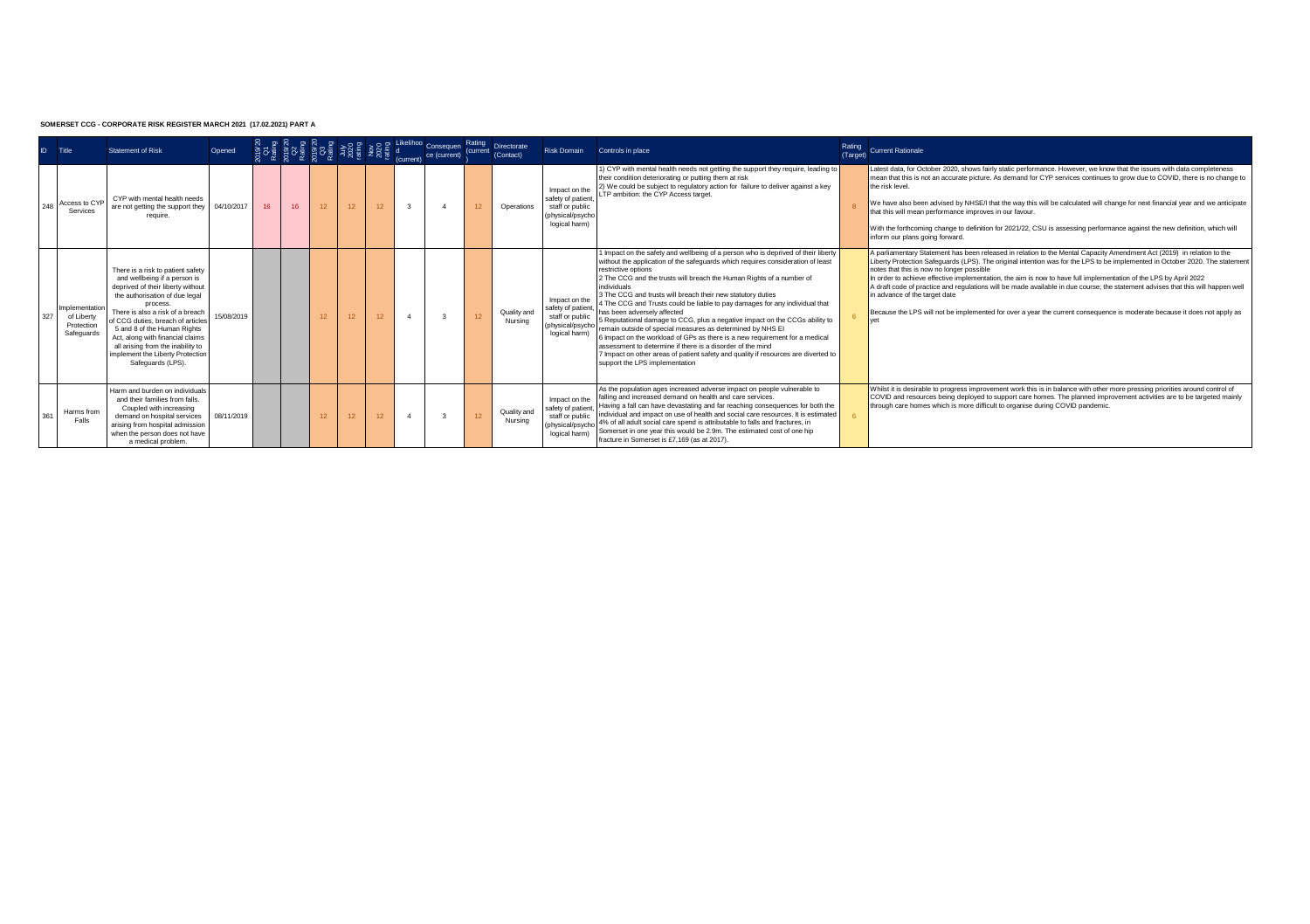**SOMERSET CCG - CORPORATE RISK REGISTER MARCH 2021 (17.02.2021) PART A**

| ID | Title | Statement of Risk | Opened | 2019/20 Q1 Rating | 2019/20 Q2 Rating | 2019/20 Q3 Rating | July 2020 rating | Nov 2020 rating | Likelihood (current) | Consequence (current) | Rating (current) | Directorate (Contact) | Risk Domain | Controls in place | Rating (Target) | Current Rationale |
|---|---|---|---|---|---|---|---|---|---|---|---|---|---|---|---|---|
| 248 | Access to CYP Services | CYP with mental health needs are not getting the support they require. | 04/10/2017 | 16 | 16 | 12 | 12 | 12 | 3 | 4 | 12 | Operations | Impact on the safety of patient, staff or public (physical/psychological harm) | 1) CYP with mental health needs not getting the support they require, leading to their condition deteriorating or putting them at risk<br>2) We could be subject to regulatory action for failure to deliver against a key LTP ambition: the CYP Access target. | 8 | Latest data, for October 2020, shows fairly static performance. However, we know that the issues with data completeness mean that this is not an accurate picture. As demand for CYP services continues to grow due to COVID, there is no change to the risk level.<br><br>We have also been advised by NHSE/I that the way this will be calculated will change for next financial year and we anticipate that this will mean performance improves in our favour.<br><br>With the forthcoming change to definition for 2021/22, CSU is assessing performance against the new definition, which will inform our plans going forward. |
| 327 | Implementation of Liberty Protection Safeguards | There is a risk to patient safety and wellbeing if a person is deprived of their liberty without the authorisation of due legal process.<br>There is also a risk of a breach of CCG duties, breach of articles 5 and 8 of the Human Rights Act, along with financial claims all arising from the inability to implement the Liberty Protection Safeguards (LPS). | 15/08/2019 | | | 12 | 12 | 12 | 4 | 3 | 12 | Quality and Nursing | Impact on the safety of patient, staff or public (physical/psychological harm) | 1 Impact on the safety and wellbeing of a person who is deprived of their liberty without the application of the safeguards which requires consideration of least restrictive options<br>2 The CCG and the trusts will breach the Human Rights of a number of individuals<br>3 The CCG and trusts will breach their new statutory duties<br>4 The CCG and Trusts could be liable to pay damages for any individual that has been adversely affected<br>5 Reputational damage to CCG, plus a negative impact on the CCGs ability to remain outside of special measures as determined by NHS EI<br>6 Impact on the workload of GPs as there is a new requirement for a medical assessment to determine if there is a disorder of the mind<br>7 Impact on other areas of patient safety and quality if resources are diverted to support the LPS implementation | 6 | A parliamentary Statement has been released in relation to the Mental Capacity Amendment Act (2019) in relation to the Liberty Protection Safeguards (LPS). The original intention was for the LPS to be implemented in October 2020. The statement notes that this is now no longer possible<br>In order to achieve effective implementation, the aim is now to have full implementation of the LPS by April 2022<br>A draft code of practice and regulations will be made available in due course; the statement advises that this will happen well in advance of the target date<br><br>Because the LPS will not be implemented for over a year the current consequence is moderate because it does not apply as yet |
| 361 | Harms from Falls | Harm and burden on individuals and their families from falls. Coupled with increasing demand on hospital services arising from hospital admission when the person does not have a medical problem. | 08/11/2019 | | | 12 | 12 | 12 | 4 | 3 | 12 | Quality and Nursing | Impact on the safety of patient, staff or public (physical/psychological harm) | As the population ages increased adverse impact on people vulnerable to falling and increased demand on health and care services.<br>Having a fall can have devastating and far reaching consequences for both the individual and impact on use of health and social care resources. It is estimated 4% of all adult social care spend is attributable to falls and fractures, in Somerset in one year this would be 2.9m. The estimated cost of one hip fracture in Somerset is £7,169 (as at 2017). | 6 | Whilst it is desirable to progress improvement work this is in balance with other more pressing priorities around control of COVID and resources being deployed to support care homes. The planned improvement activities are to be targeted mainly through care homes which is more difficult to organise during COVID pandemic. |